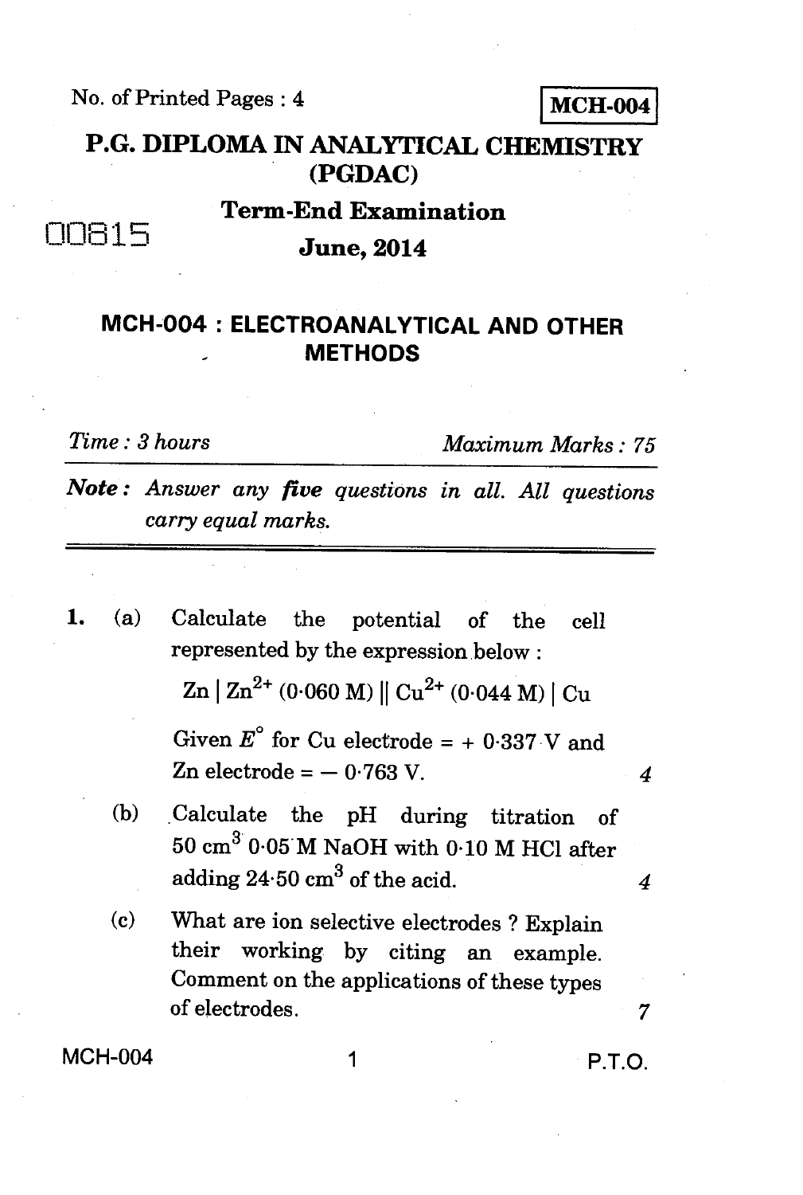No. of Printed Pages : 4

**MCH-004**

# P.G. DIPLOMA IN ANALYTICAL CHEMISTRY (PGDAC)

## Term-End Examination

00815

## June, 2014

## MCH-004 : ELECTROANALYTICAL AND OTHER METHODS

*Time : 3 hours* *Maximum Marks : 75*

***Note :*** *Answer any **five** questions in all. All questions carry equal marks.*

---

1. (a) Calculate the potential of the cell represented by the expression below : 4

$$Zn \mid Zn^{2+}\ (0{\cdot}060\ M) \parallel Cu^{2+}\ (0{\cdot}044\ M) \mid Cu$$

Given $E^\circ$ for Cu electrode = + 0·337 V and Zn electrode = − 0·763 V.

(b) Calculate the pH during titration of 50 $cm^3$ 0·05 M NaOH with 0·10 M HCl after adding 24·50 $cm^3$ of the acid. 4

(c) What are ion selective electrodes ? Explain their working by citing an example. Comment on the applications of these types of electrodes. 7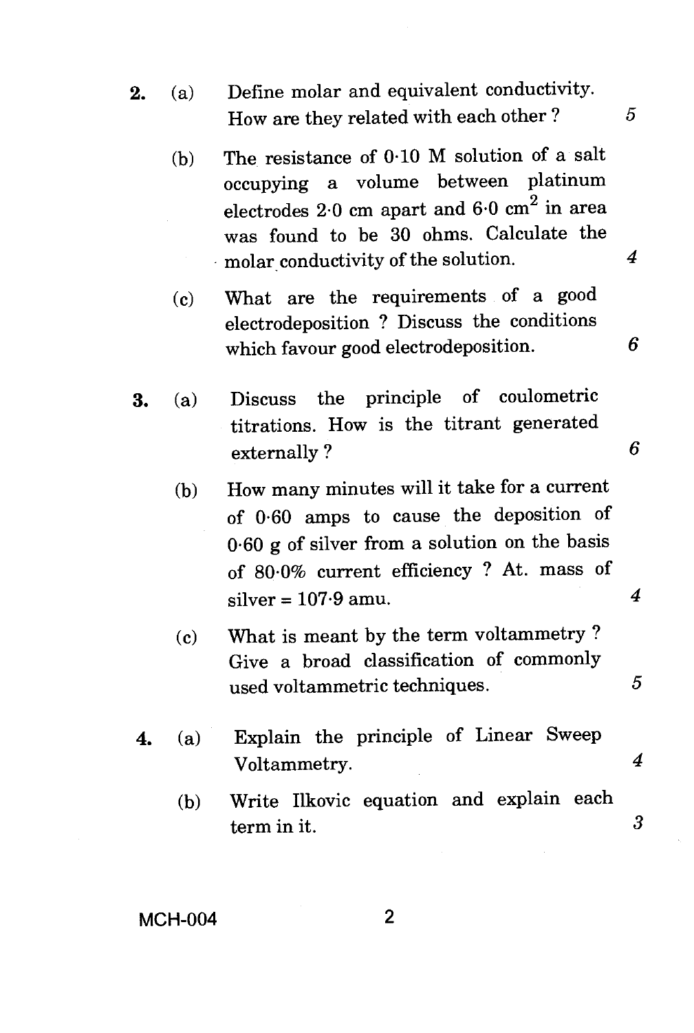2. (a) Define molar and equivalent conductivity. How are they related with each other ? 5

   (b) The resistance of 0·10 M solution of a salt occupying a volume between platinum electrodes 2·0 cm apart and 6·0 $cm^2$ in area was found to be 30 ohms. Calculate the molar conductivity of the solution. 4

   (c) What are the requirements of a good electrodeposition ? Discuss the conditions which favour good electrodeposition. 6

3. (a) Discuss the principle of coulometric titrations. How is the titrant generated externally ? 6

   (b) How many minutes will it take for a current of 0·60 amps to cause the deposition of 0·60 g of silver from a solution on the basis of 80·0% current efficiency ? At. mass of silver = 107·9 amu. 4

   (c) What is meant by the term voltammetry ? Give a broad classification of commonly used voltammetric techniques. 5

4. (a) Explain the principle of Linear Sweep Voltammetry. 4

   (b) Write Ilkovic equation and explain each term in it. 3

MCH-004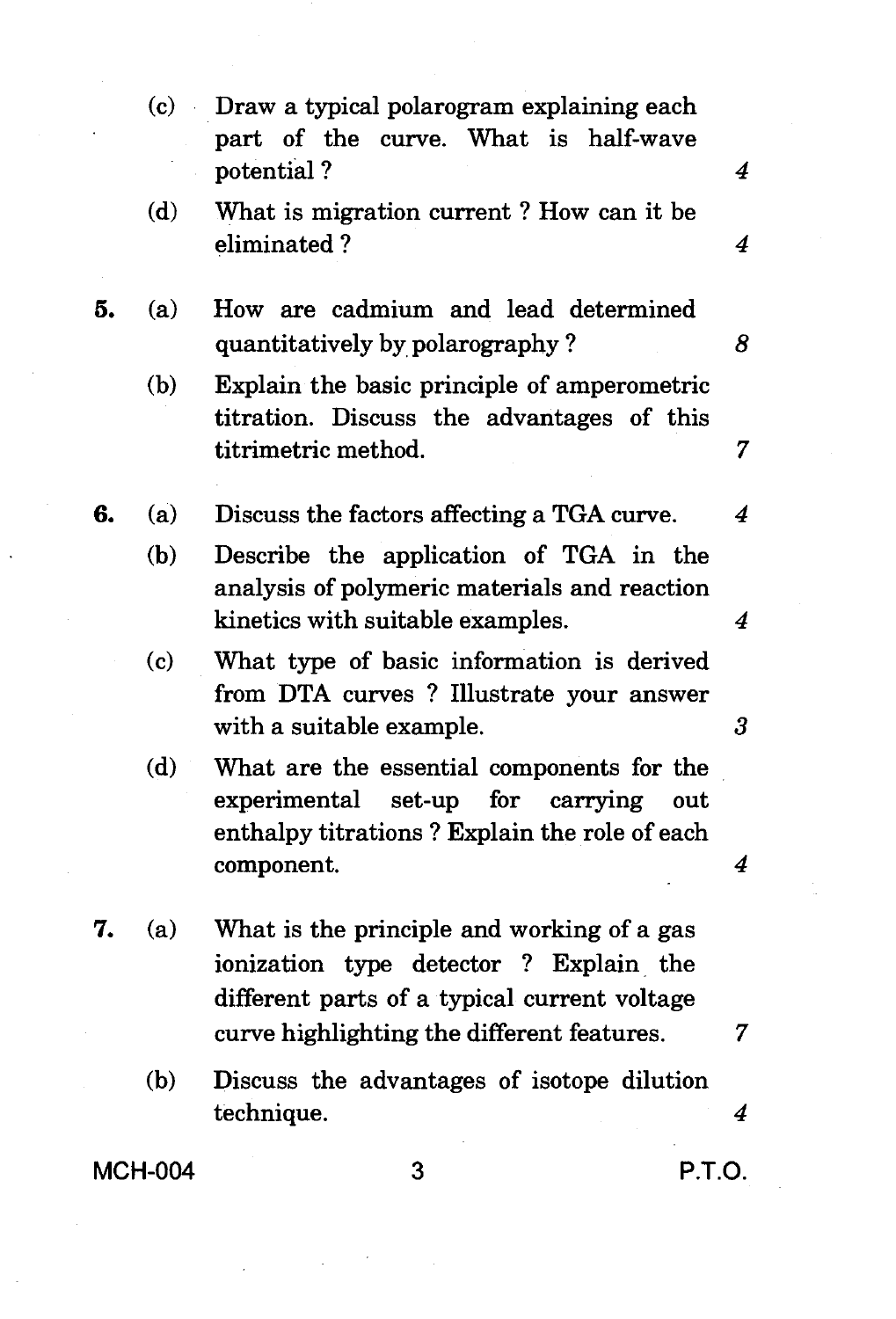(c) Draw a typical polarogram explaining each part of the curve. What is half-wave potential ? 4

(d) What is migration current ? How can it be eliminated ? 4

**5.** (a) How are cadmium and lead determined quantitatively by polarography ? 8

(b) Explain the basic principle of amperometric titration. Discuss the advantages of this titrimetric method. 7

**6.** (a) Discuss the factors affecting a TGA curve. 4

(b) Describe the application of TGA in the analysis of polymeric materials and reaction kinetics with suitable examples. 4

(c) What type of basic information is derived from DTA curves ? Illustrate your answer with a suitable example. 3

(d) What are the essential components for the experimental set-up for carrying out enthalpy titrations ? Explain the role of each component. 4

**7.** (a) What is the principle and working of a gas ionization type detector ? Explain the different parts of a typical current voltage curve highlighting the different features. 7

(b) Discuss the advantages of isotope dilution technique. 4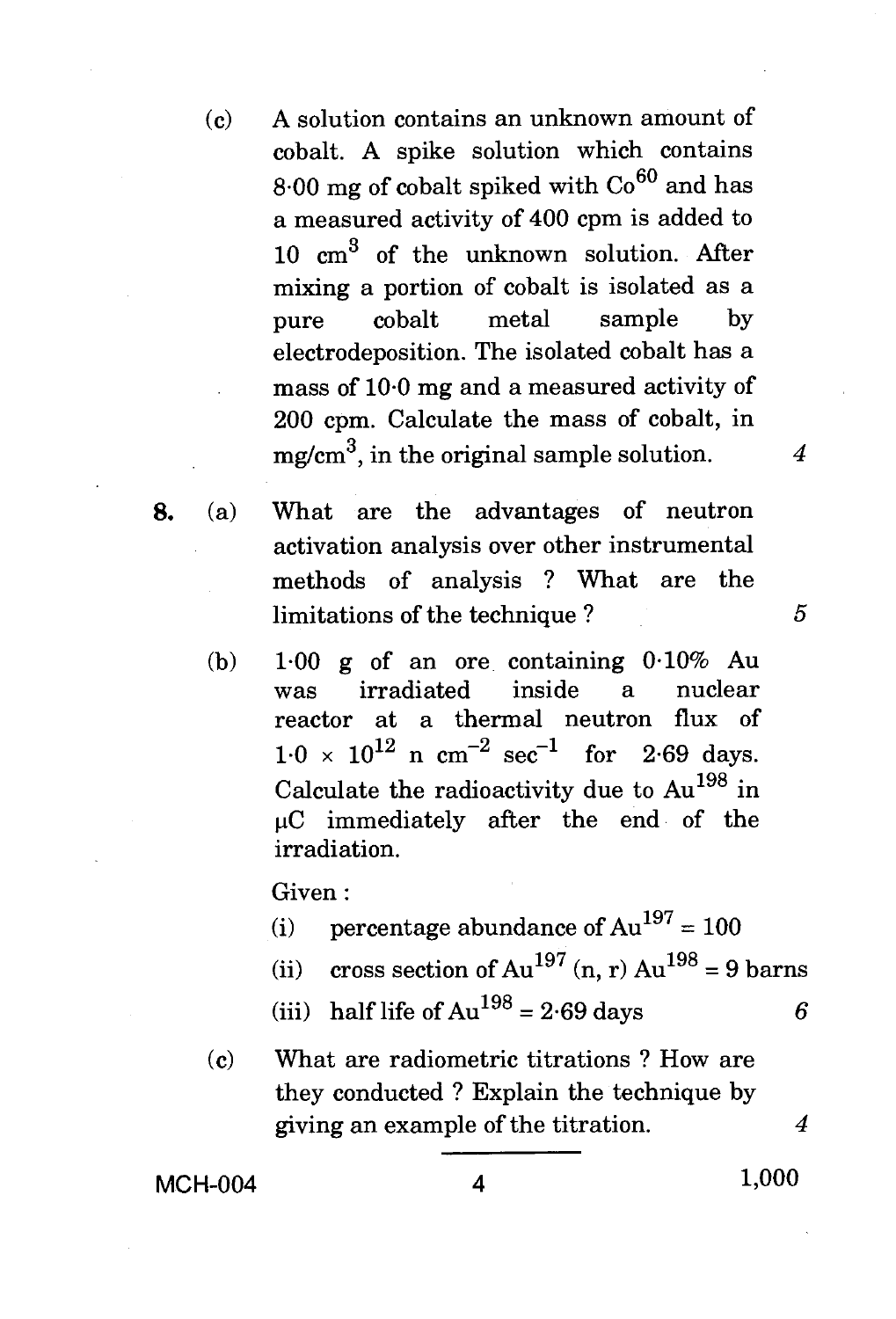(c) A solution contains an unknown amount of cobalt. A spike solution which contains 8·00 mg of cobalt spiked with $Co^{60}$ and has a measured activity of 400 cpm is added to 10 $cm^3$ of the unknown solution. After mixing a portion of cobalt is isolated as a pure cobalt metal sample by electrodeposition. The isolated cobalt has a mass of 10·0 mg and a measured activity of 200 cpm. Calculate the mass of cobalt, in $mg/cm^3$, in the original sample solution. *4*

**8.** (a) What are the advantages of neutron activation analysis over other instrumental methods of analysis ? What are the limitations of the technique ? *5*

(b) 1·00 g of an ore containing 0·10% Au was irradiated inside a nuclear reactor at a thermal neutron flux of $1{\cdot}0 \times 10^{12}$ n $cm^{-2}$ $sec^{-1}$ for 2·69 days. Calculate the radioactivity due to $Au^{198}$ in μC immediately after the end of the irradiation.

Given :

(i) percentage abundance of $Au^{197} = 100$

(ii) cross section of $Au^{197}$ (n, r) $Au^{198}$ = 9 barns

(iii) half life of $Au^{198}$ = 2·69 days *6*

(c) What are radiometric titrations ? How are they conducted ? Explain the technique by giving an example of the titration. *4*